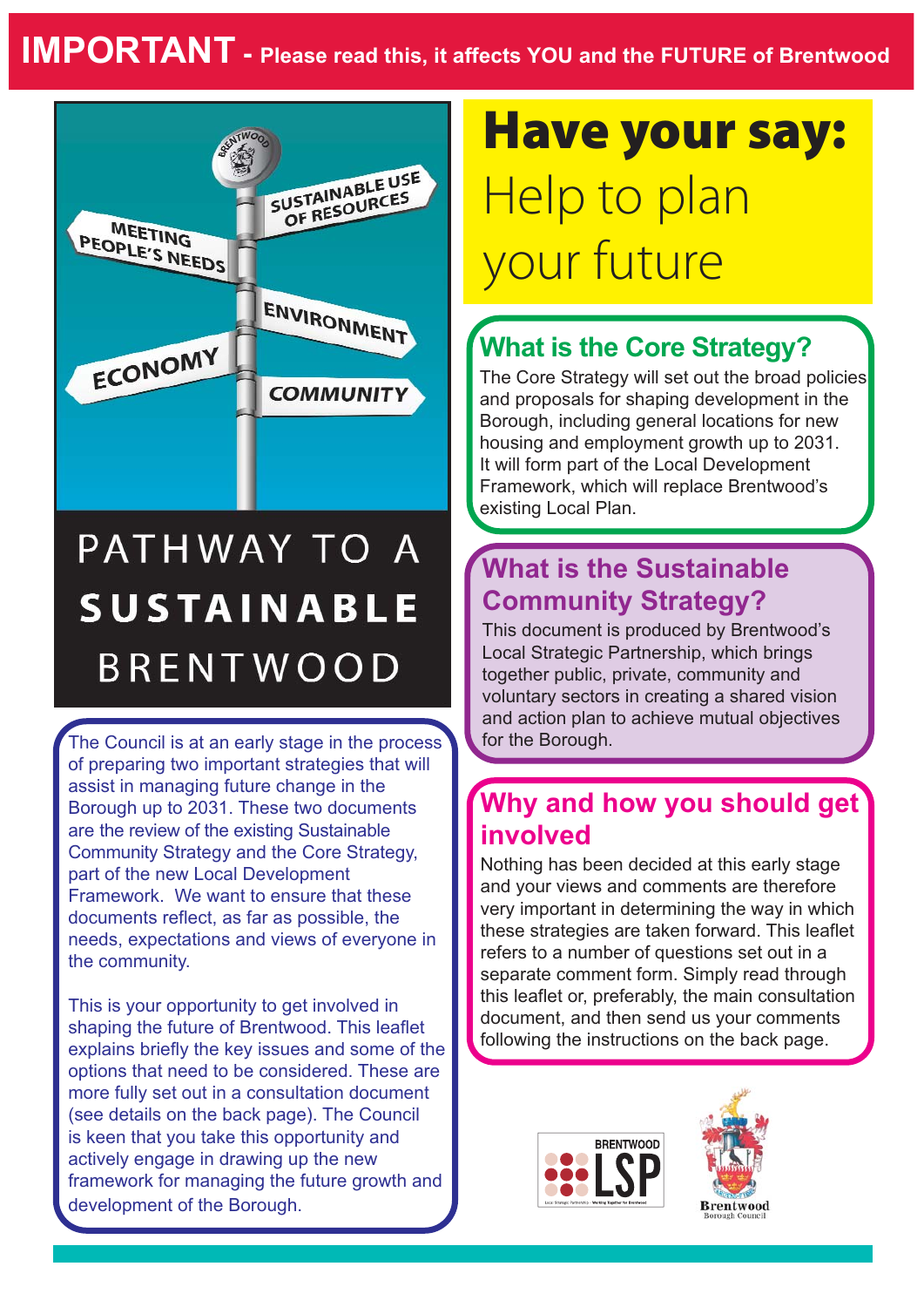**IMPORTANT - Please read this, it affects YOU and the FUTURE of Brentwood**

# Have your say: Help to plan your future

PATHWAY TO A **SUSTAINABLE** BRENTWOOD

The Council is at an early stage in the process of preparing two important strategies that will assist in managing future change in the Borough up to 2031. These two documents are the review of the existing Sustainable Community Strategy and the Core Strategy, part of the new Local Development Framework. We want to ensure that these documents reflect, as far as possible, the needs, expectations and views of everyone in the community.

This is your opportunity to get involved in shaping the future of Brentwood. This leaflet explains briefly the key issues and some of the options that need to be considered. These are more fully set out in a consultation document (see details on the back page). The Council is keen that you take this opportunity and actively engage in drawing up the new framework for managing the future growth and development of the Borough.

## What is the Core Strategy?

The Core Strategy will set out the broad policies and proposals for shaping development in the Borough, including general locations for new housing and employment growth up to 2031. It will form part of the Local Development Framework, which will replace Brentwood's existing Local Plan.

## What is the Sustainable Community Strategy?

This document is produced by Brentwood's Local Strategic Partnership, which brings together public, private, community and voluntary sectors in creating a shared vision and action plan to achieve mutual objectives for the Borough.

## Why and how you should get involved

Nothing has been decided at this early stage and your views and comments are therefore very important in determining the way in which these strategies are taken forward. This leaflet refers to a number of questions set out in a separate comment form. Simply read through this leaflet or, preferably, the main consultation document, and then send us your comments following the instructions on the back page.

BRENTWOOD LSP

Brentwood Borough Council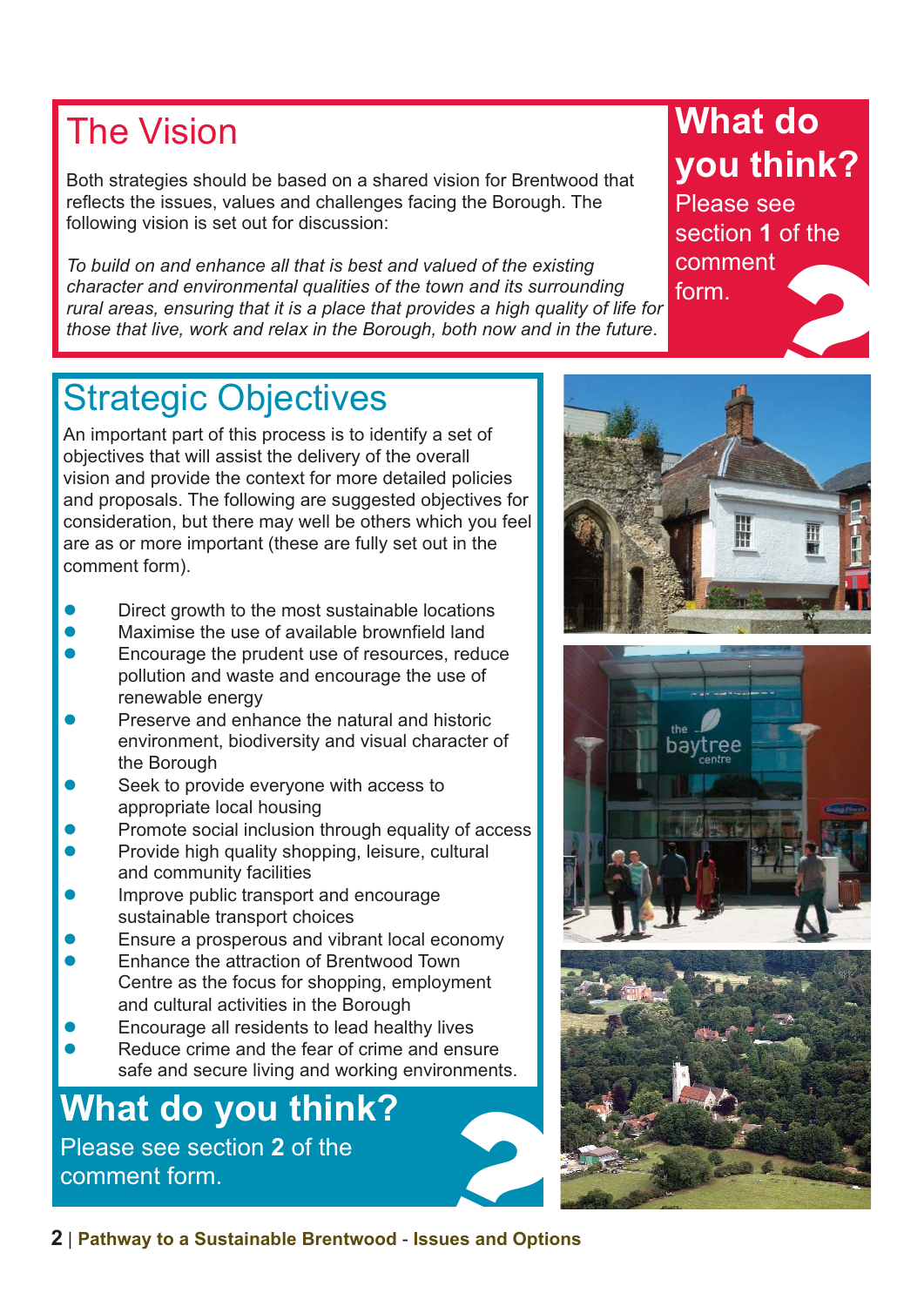## The Vision

Both strategies should be based on a shared vision for Brentwood that reflects the issues, values and challenges facing the Borough. The following vision is set out for discussion:

*To build on and enhance all that is best and valued of the existing character and environmental qualities of the town and its surrounding rural areas, ensuring that it is a place that provides a high quality of life for those that live, work and relax in the Borough, both now and in the future.*

### What do you think?

Please see section **1** of the comment form.

## Strategic Objectives

An important part of this process is to identify a set of objectives that will assist the delivery of the overall vision and provide the context for more detailed policies and proposals. The following are suggested objectives for consideration, but there may well be others which you feel are as or more important (these are fully set out in the comment form).

- Direct growth to the most sustainable locations
- Maximise the use of available brownfield land
- Encourage the prudent use of resources, reduce pollution and waste and encourage the use of renewable energy
- Preserve and enhance the natural and historic environment, biodiversity and visual character of the Borough
- Seek to provide everyone with access to appropriate local housing
- Promote social inclusion through equality of access
- Provide high quality shopping, leisure, cultural and community facilities
- Improve public transport and encourage sustainable transport choices
- Ensure a prosperous and vibrant local economy
- Enhance the attraction of Brentwood Town Centre as the focus for shopping, employment and cultural activities in the Borough
- Encourage all residents to lead healthy lives
- Reduce crime and the fear of crime and ensure safe and secure living and working environments.

### What do you think?

Please see section **2** of the comment form.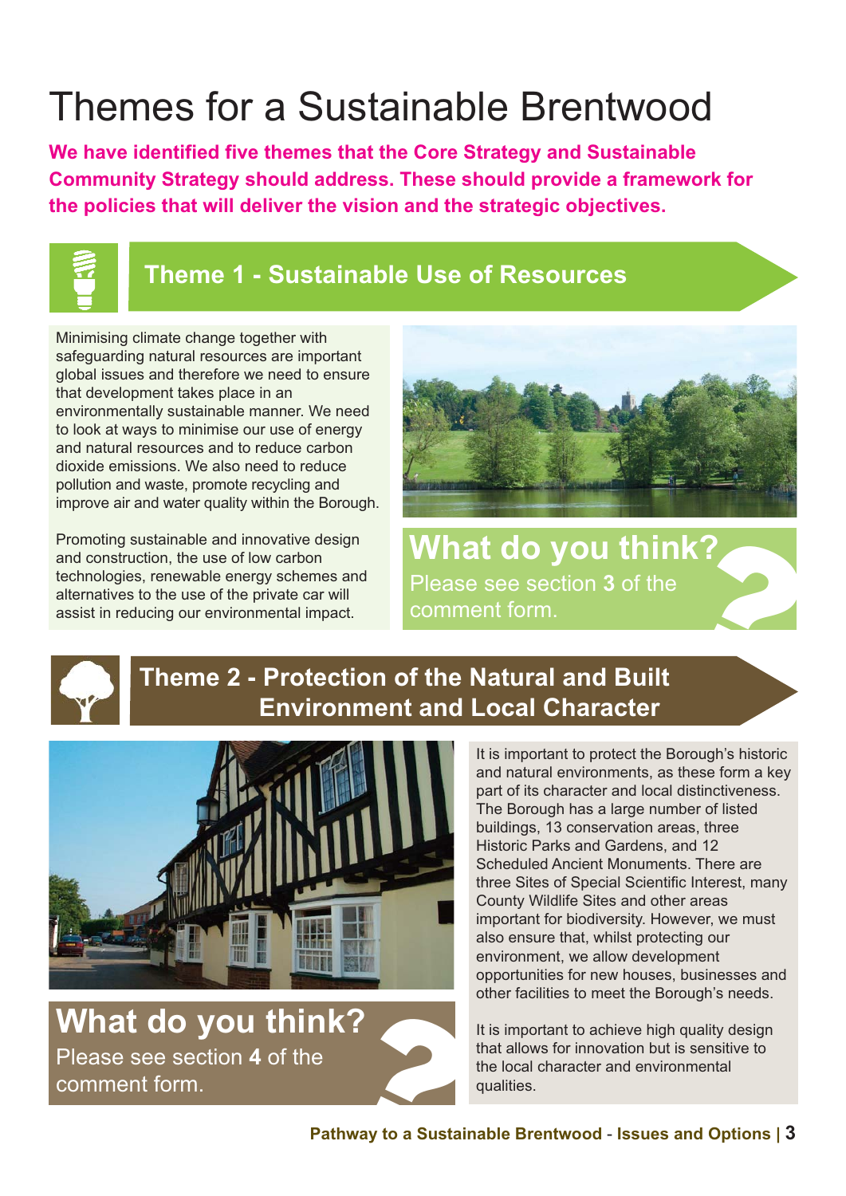# Themes for a Sustainable Brentwood

**We have identified five themes that the Core Strategy and Sustainable Community Strategy should address. These should provide a framework for the policies that will deliver the vision and the strategic objectives.**

## Theme 1 - Sustainable Use of Resources

Minimising climate change together with safeguarding natural resources are important global issues and therefore we need to ensure that development takes place in an environmentally sustainable manner. We need to look at ways to minimise our use of energy and natural resources and to reduce carbon dioxide emissions. We also need to reduce pollution and waste, promote recycling and improve air and water quality within the Borough.

Promoting sustainable and innovative design and construction, the use of low carbon technologies, renewable energy schemes and alternatives to the use of the private car will assist in reducing our environmental impact.

**What do you think?**

Please see section **3** of the comment form.

## Theme 2 - Protection of the Natural and Built Environment and Local Character

It is important to protect the Borough's historic and natural environments, as these form a key part of its character and local distinctiveness. The Borough has a large number of listed buildings, 13 conservation areas, three Historic Parks and Gardens, and 12 Scheduled Ancient Monuments. There are three Sites of Special Scientific Interest, many County Wildlife Sites and other areas important for biodiversity. However, we must also ensure that, whilst protecting our environment, we allow development opportunities for new houses, businesses and other facilities to meet the Borough's needs.

It is important to achieve high quality design that allows for innovation but is sensitive to the local character and environmental qualities.

**What do you think?**

Please see section **4** of the comment form.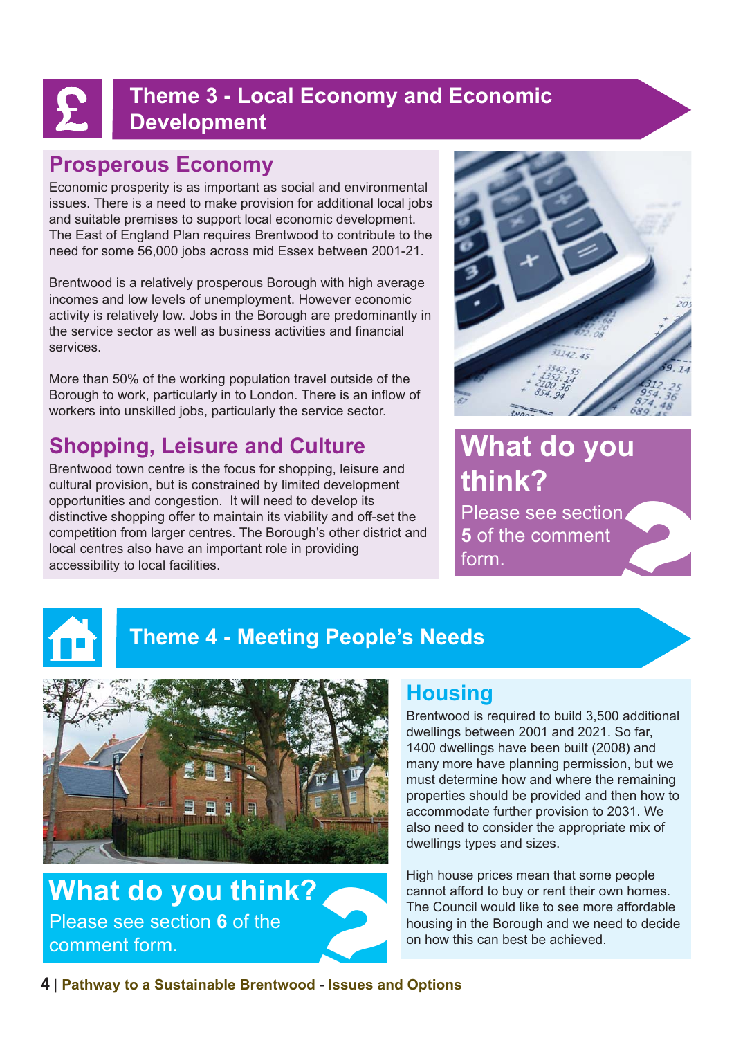# Theme 3 - Local Economy and Economic Development

## Prosperous Economy

Economic prosperity is as important as social and environmental issues. There is a need to make provision for additional local jobs and suitable premises to support local economic development. The East of England Plan requires Brentwood to contribute to the need for some 56,000 jobs across mid Essex between 2001-21.

Brentwood is a relatively prosperous Borough with high average incomes and low levels of unemployment. However economic activity is relatively low. Jobs in the Borough are predominantly in the service sector as well as business activities and financial services.

More than 50% of the working population travel outside of the Borough to work, particularly in to London. There is an inflow of workers into unskilled jobs, particularly the service sector.

## Shopping, Leisure and Culture

Brentwood town centre is the focus for shopping, leisure and cultural provision, but is constrained by limited development opportunities and congestion. It will need to develop its distinctive shopping offer to maintain its viability and off-set the competition from larger centres. The Borough's other district and local centres also have an important role in providing accessibility to local facilities.

### What do you think?

Please see section **5** of the comment form.

# Theme 4 - Meeting People's Needs

## Housing

Brentwood is required to build 3,500 additional dwellings between 2001 and 2021. So far, 1400 dwellings have been built (2008) and many more have planning permission, but we must determine how and where the remaining properties should be provided and then how to accommodate further provision to 2031. We also need to consider the appropriate mix of dwellings types and sizes.

High house prices mean that some people cannot afford to buy or rent their own homes. The Council would like to see more affordable housing in the Borough and we need to decide on how this can best be achieved.

### What do you think?

Please see section **6** of the comment form.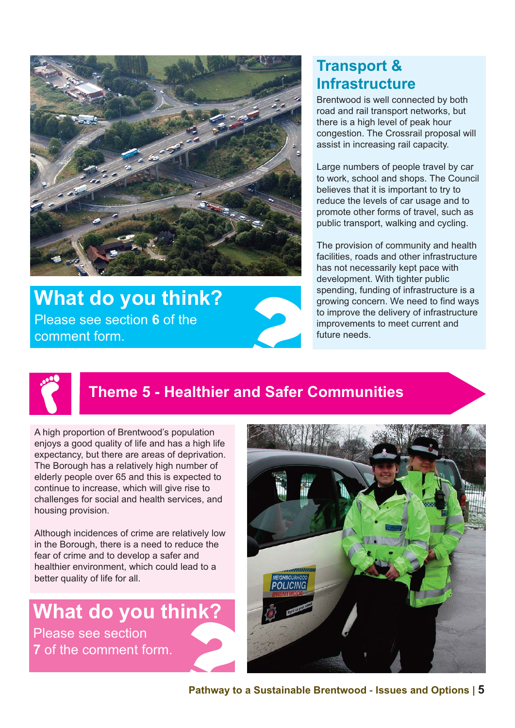## Transport & Infrastructure

Brentwood is well connected by both road and rail transport networks, but there is a high level of peak hour congestion. The Crossrail proposal will assist in increasing rail capacity.

Large numbers of people travel by car to work, school and shops. The Council believes that it is important to try to reduce the levels of car usage and to promote other forms of travel, such as public transport, walking and cycling.

The provision of community and health facilities, roads and other infrastructure has not necessarily kept pace with development. With tighter public spending, funding of infrastructure is a growing concern. We need to find ways to improve the delivery of infrastructure improvements to meet current and future needs.

### What do you think?

Please see section **6** of the comment form.

## Theme 5 - Healthier and Safer Communities

A high proportion of Brentwood's population enjoys a good quality of life and has a high life expectancy, but there are areas of deprivation. The Borough has a relatively high number of elderly people over 65 and this is expected to continue to increase, which will give rise to challenges for social and health services, and housing provision.

Although incidences of crime are relatively low in the Borough, there is a need to reduce the fear of crime and to develop a safer and healthier environment, which could lead to a better quality of life for all.

### What do you think?

Please see section **7** of the comment form.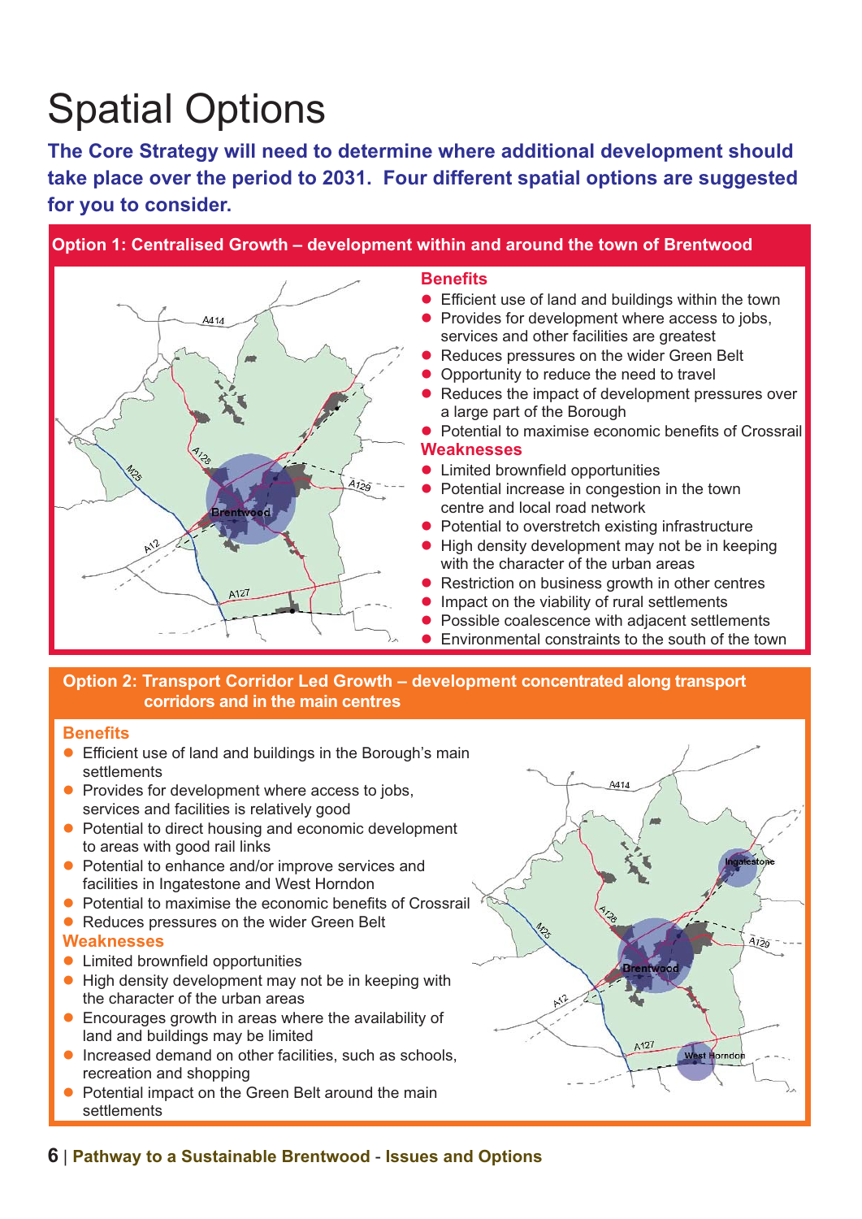# Spatial Options

**The Core Strategy will need to determine where additional development should take place over the period to 2031. Four different spatial options are suggested for you to consider.**

## Option 1: Centralised Growth – development within and around the town of Brentwood

### Benefits

- Efficient use of land and buildings within the town
- Provides for development where access to jobs, services and other facilities are greatest
- Reduces pressures on the wider Green Belt
- Opportunity to reduce the need to travel
- Reduces the impact of development pressures over a large part of the Borough
- Potential to maximise economic benefits of Crossrail

### Weaknesses

- Limited brownfield opportunities
- Potential increase in congestion in the town centre and local road network
- Potential to overstretch existing infrastructure
- High density development may not be in keeping with the character of the urban areas
- Restriction on business growth in other centres
- Impact on the viability of rural settlements
- Possible coalescence with adjacent settlements
- Environmental constraints to the south of the town

## Option 2: Transport Corridor Led Growth – development concentrated along transport corridors and in the main centres

### Benefits

- Efficient use of land and buildings in the Borough's main settlements
- Provides for development where access to jobs, services and facilities is relatively good
- Potential to direct housing and economic development to areas with good rail links
- Potential to enhance and/or improve services and facilities in Ingatestone and West Horndon
- Potential to maximise the economic benefits of Crossrail
- Reduces pressures on the wider Green Belt

### Weaknesses

- Limited brownfield opportunities
- High density development may not be in keeping with the character of the urban areas
- Encourages growth in areas where the availability of land and buildings may be limited
- Increased demand on other facilities, such as schools, recreation and shopping
- Potential impact on the Green Belt around the main settlements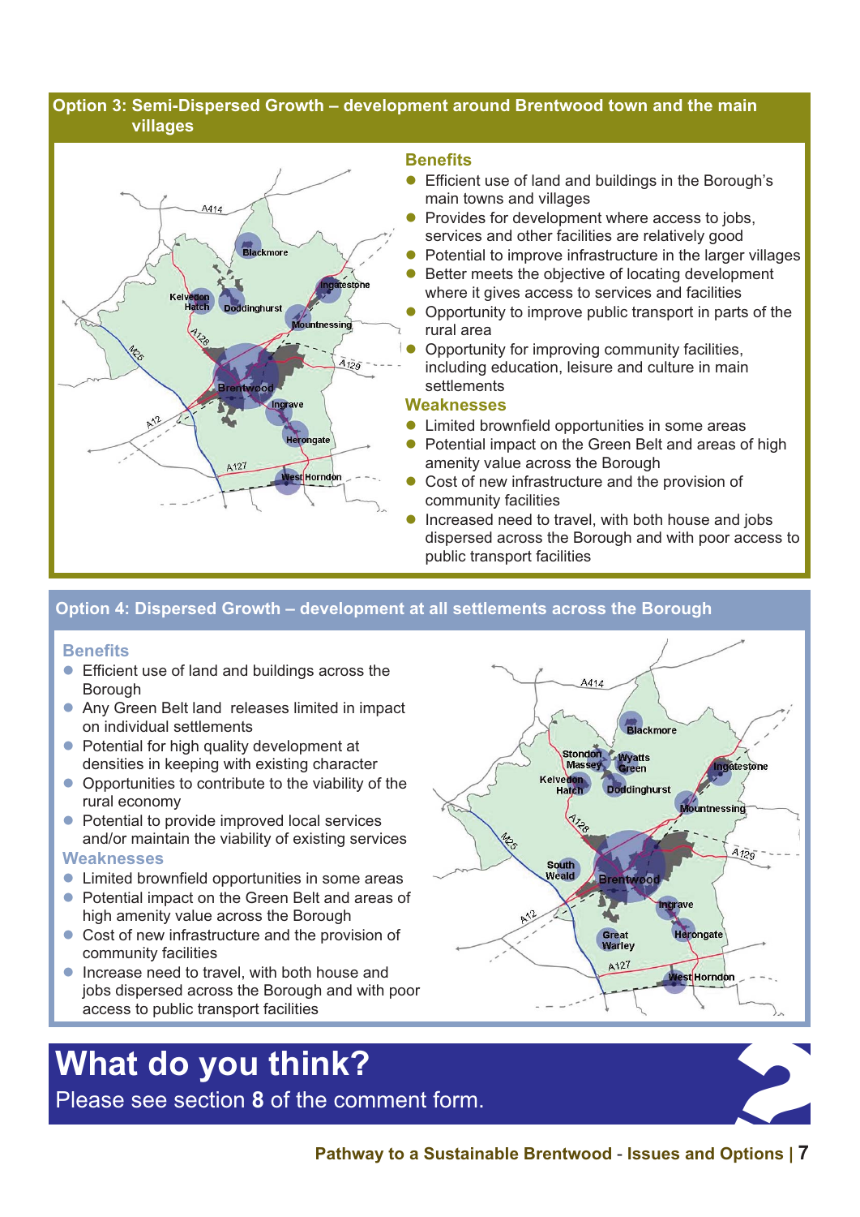## Option 3: Semi-Dispersed Growth – development around Brentwood town and the main villages

### Benefits

- Efficient use of land and buildings in the Borough's main towns and villages
- Provides for development where access to jobs, services and other facilities are relatively good
- Potential to improve infrastructure in the larger villages
- Better meets the objective of locating development where it gives access to services and facilities
- Opportunity to improve public transport in parts of the rural area
- Opportunity for improving community facilities, including education, leisure and culture in main settlements

### Weaknesses

- Limited brownfield opportunities in some areas
- Potential impact on the Green Belt and areas of high amenity value across the Borough
- Cost of new infrastructure and the provision of community facilities
- Increased need to travel, with both house and jobs dispersed across the Borough and with poor access to public transport facilities

## Option 4: Dispersed Growth – development at all settlements across the Borough

### Benefits

- Efficient use of land and buildings across the Borough
- Any Green Belt land releases limited in impact on individual settlements
- Potential for high quality development at densities in keeping with existing character
- Opportunities to contribute to the viability of the rural economy
- Potential to provide improved local services and/or maintain the viability of existing services

### Weaknesses

- Limited brownfield opportunities in some areas
- Potential impact on the Green Belt and areas of high amenity value across the Borough
- Cost of new infrastructure and the provision of community facilities
- Increase need to travel, with both house and jobs dispersed across the Borough and with poor access to public transport facilities

# What do you think?

Please see section **8** of the comment form.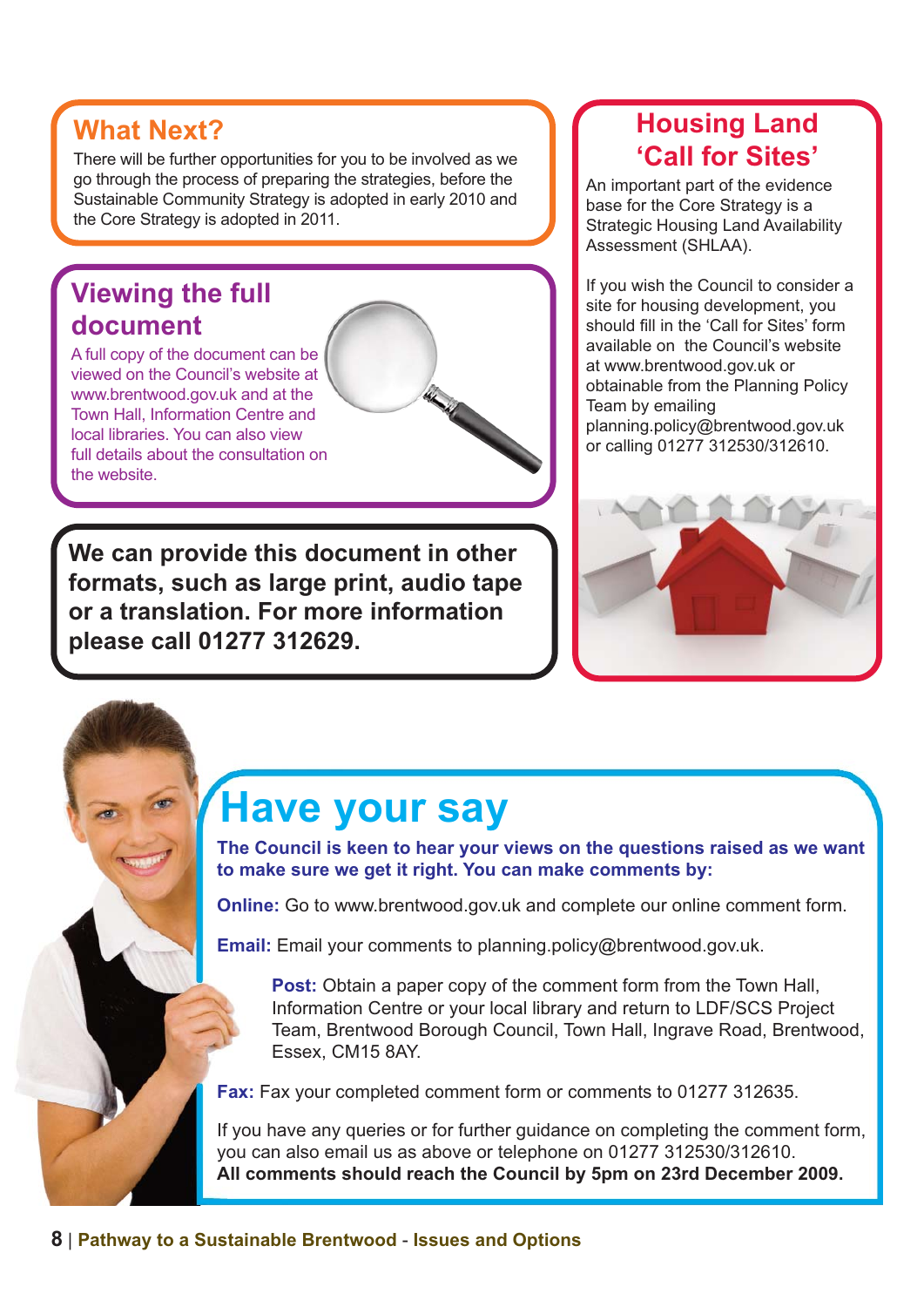## What Next?

There will be further opportunities for you to be involved as we go through the process of preparing the strategies, before the Sustainable Community Strategy is adopted in early 2010 and the Core Strategy is adopted in 2011.

## Viewing the full document

A full copy of the document can be viewed on the Council's website at www.brentwood.gov.uk and at the Town Hall, Information Centre and local libraries. You can also view full details about the consultation on the website.

**We can provide this document in other formats, such as large print, audio tape or a translation. For more information please call 01277 312629.**

## Housing Land 'Call for Sites'

An important part of the evidence base for the Core Strategy is a Strategic Housing Land Availability Assessment (SHLAA).

If you wish the Council to consider a site for housing development, you should fill in the 'Call for Sites' form available on the Council's website at www.brentwood.gov.uk or obtainable from the Planning Policy Team by emailing planning.policy@brentwood.gov.uk or calling 01277 312530/312610.

# Have your say

**The Council is keen to hear your views on the questions raised as we want to make sure we get it right. You can make comments by:**

**Online:** Go to www.brentwood.gov.uk and complete our online comment form.

**Email:** Email your comments to planning.policy@brentwood.gov.uk.

**Post:** Obtain a paper copy of the comment form from the Town Hall, Information Centre or your local library and return to LDF/SCS Project Team, Brentwood Borough Council, Town Hall, Ingrave Road, Brentwood, Essex, CM15 8AY.

**Fax:** Fax your completed comment form or comments to 01277 312635.

If you have any queries or for further guidance on completing the comment form, you can also email us as above or telephone on 01277 312530/312610.
**All comments should reach the Council by 5pm on 23rd December 2009.**